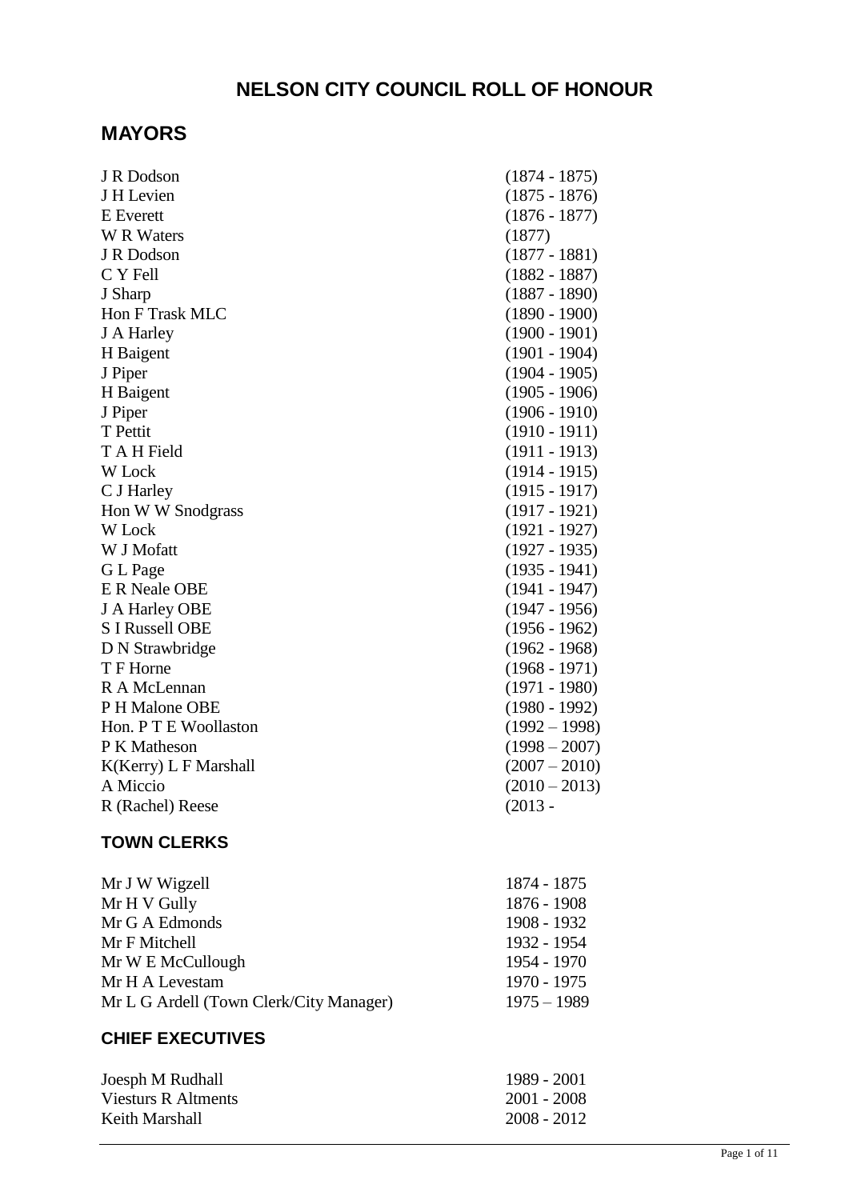# NELSON CITY COUNCIL ROLL OF HONOUR

## MAYORS

| | |
|---|---|
| J R Dodson | (1874 - 1875) |
| J H Levien | (1875 - 1876) |
| E Everett | (1876 - 1877) |
| W R Waters | (1877) |
| J R Dodson | (1877 - 1881) |
| C Y Fell | (1882 - 1887) |
| J Sharp | (1887 - 1890) |
| Hon F Trask MLC | (1890 - 1900) |
| J A Harley | (1900 - 1901) |
| H Baigent | (1901 - 1904) |
| J Piper | (1904 - 1905) |
| H Baigent | (1905 - 1906) |
| J Piper | (1906 - 1910) |
| T Pettit | (1910 - 1911) |
| T A H Field | (1911 - 1913) |
| W Lock | (1914 - 1915) |
| C J Harley | (1915 - 1917) |
| Hon W W Snodgrass | (1917 - 1921) |
| W Lock | (1921 - 1927) |
| W J Mofatt | (1927 - 1935) |
| G L Page | (1935 - 1941) |
| E R Neale OBE | (1941 - 1947) |
| J A Harley OBE | (1947 - 1956) |
| S I Russell OBE | (1956 - 1962) |
| D N Strawbridge | (1962 - 1968) |
| T F Horne | (1968 - 1971) |
| R A McLennan | (1971 - 1980) |
| P H Malone OBE | (1980 - 1992) |
| Hon. P T E Woollaston | (1992 – 1998) |
| P K Matheson | (1998 – 2007) |
| K(Kerry) L F Marshall | (2007 – 2010) |
| A Miccio | (2010 – 2013) |
| R (Rachel) Reese | (2013 - |

### TOWN CLERKS

| | |
|---|---|
| Mr J W Wigzell | 1874 - 1875 |
| Mr H V Gully | 1876 - 1908 |
| Mr G A Edmonds | 1908 - 1932 |
| Mr F Mitchell | 1932 - 1954 |
| Mr W E McCullough | 1954 - 1970 |
| Mr H A Levestam | 1970 - 1975 |
| Mr L G Ardell (Town Clerk/City Manager) | 1975 – 1989 |

### CHIEF EXECUTIVES

| | |
|---|---|
| Joesph M Rudhall | 1989 - 2001 |
| Viesturs R Altments | 2001 - 2008 |
| Keith Marshall | 2008 - 2012 |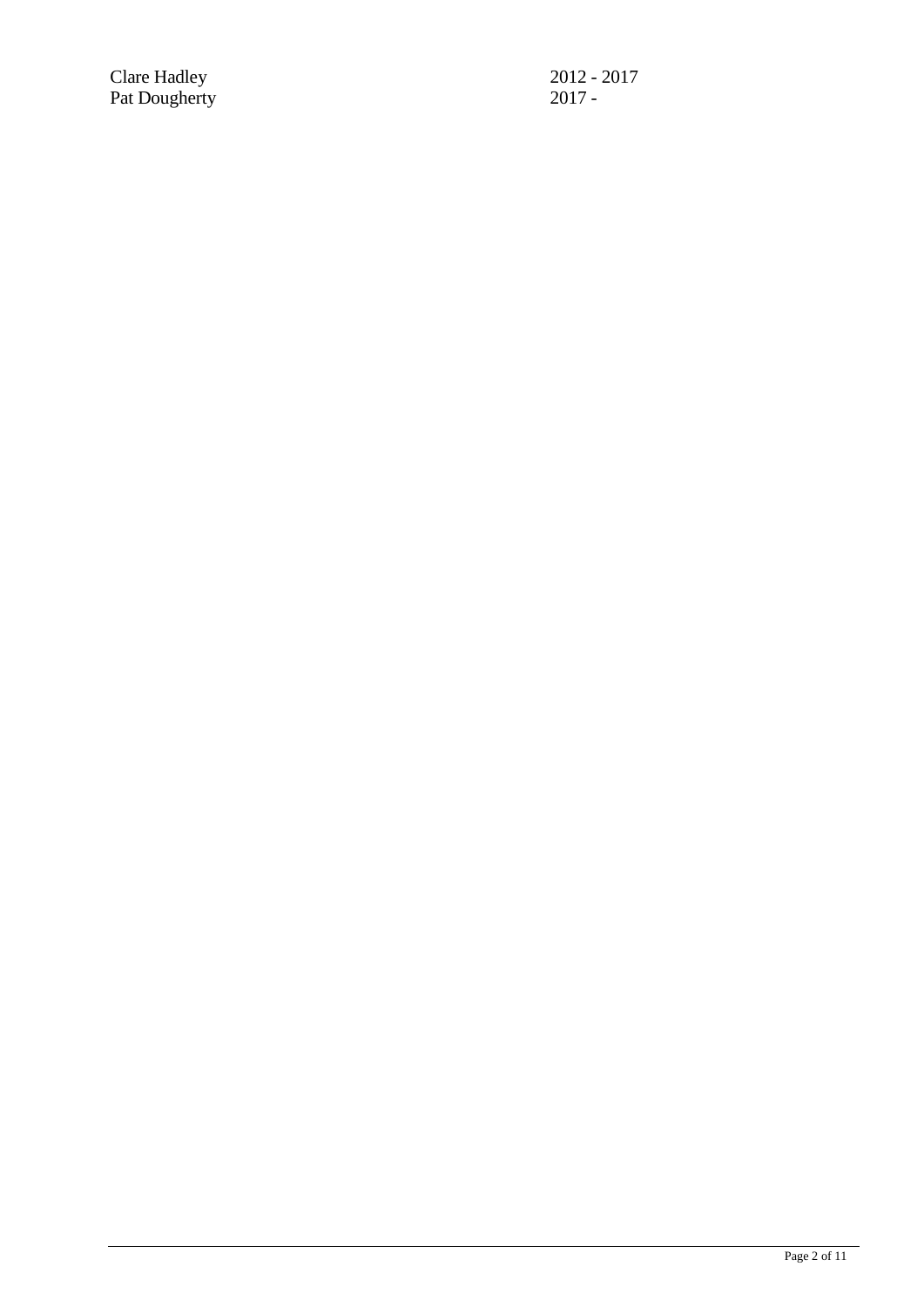| | |
|---|---|
| Clare Hadley | 2012 - 2017 |
| Pat Dougherty | 2017 - |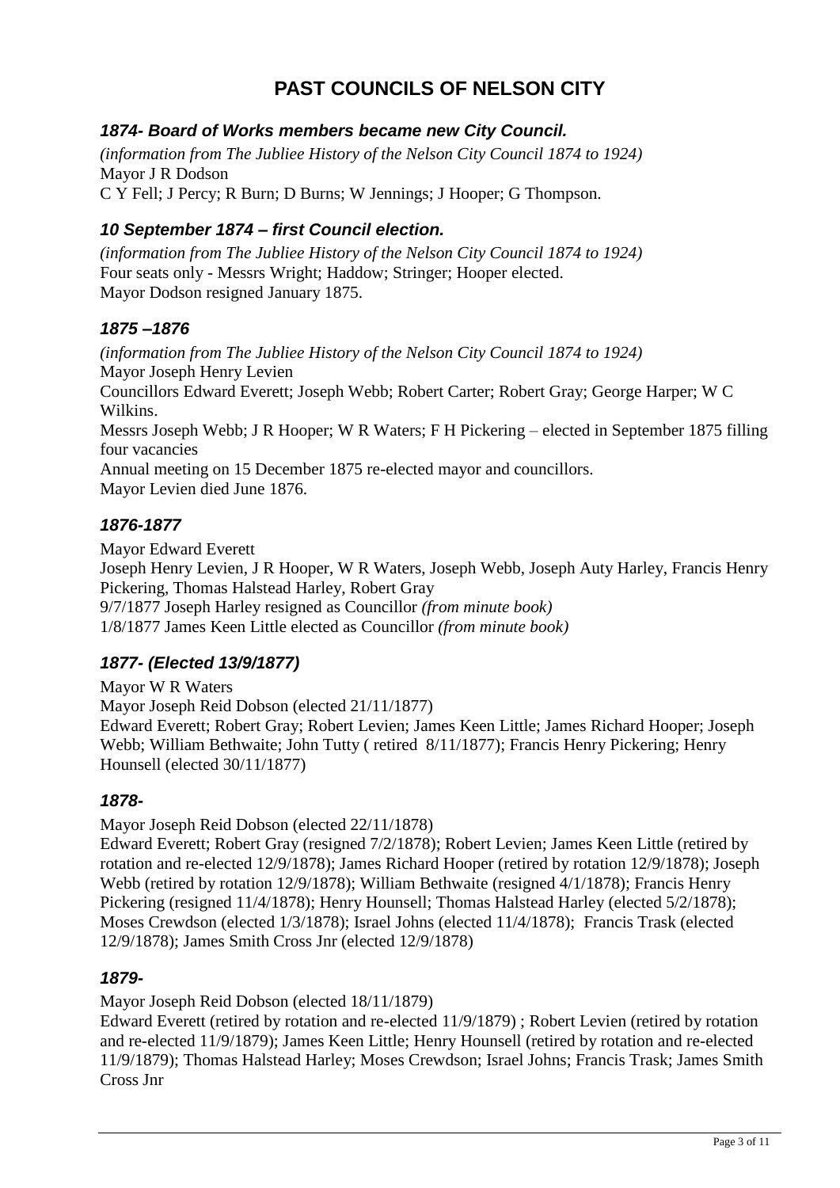# PAST COUNCILS OF NELSON CITY

### *1874- Board of Works members became new City Council.*

*(information from The Jubliee History of the Nelson City Council 1874 to 1924)*
Mayor J R Dodson
C Y Fell; J Percy; R Burn; D Burns; W Jennings; J Hooper; G Thompson.

### *10 September 1874 – first Council election.*

*(information from The Jubliee History of the Nelson City Council 1874 to 1924)*
Four seats only - Messrs Wright; Haddow; Stringer; Hooper elected.
Mayor Dodson resigned January 1875.

### *1875 –1876*

*(information from The Jubliee History of the Nelson City Council 1874 to 1924)*
Mayor Joseph Henry Levien
Councillors Edward Everett; Joseph Webb; Robert Carter; Robert Gray; George Harper; W C Wilkins.
Messrs Joseph Webb; J R Hooper; W R Waters; F H Pickering – elected in September 1875 filling four vacancies
Annual meeting on 15 December 1875 re-elected mayor and councillors.
Mayor Levien died June 1876.

### *1876-1877*

Mayor Edward Everett
Joseph Henry Levien, J R Hooper, W R Waters, Joseph Webb, Joseph Auty Harley, Francis Henry Pickering, Thomas Halstead Harley, Robert Gray
9/7/1877 Joseph Harley resigned as Councillor *(from minute book)*
1/8/1877 James Keen Little elected as Councillor *(from minute book)*

### *1877- (Elected 13/9/1877)*

Mayor W R Waters
Mayor Joseph Reid Dobson (elected 21/11/1877)
Edward Everett; Robert Gray; Robert Levien; James Keen Little; James Richard Hooper; Joseph Webb; William Bethwaite; John Tutty ( retired 8/11/1877); Francis Henry Pickering; Henry Hounsell (elected 30/11/1877)

### *1878-*

Mayor Joseph Reid Dobson (elected 22/11/1878)
Edward Everett; Robert Gray (resigned 7/2/1878); Robert Levien; James Keen Little (retired by rotation and re-elected 12/9/1878); James Richard Hooper (retired by rotation 12/9/1878); Joseph Webb (retired by rotation 12/9/1878); William Bethwaite (resigned 4/1/1878); Francis Henry Pickering (resigned 11/4/1878); Henry Hounsell; Thomas Halstead Harley (elected 5/2/1878); Moses Crewdson (elected 1/3/1878); Israel Johns (elected 11/4/1878); Francis Trask (elected 12/9/1878); James Smith Cross Jnr (elected 12/9/1878)

### *1879-*

Mayor Joseph Reid Dobson (elected 18/11/1879)
Edward Everett (retired by rotation and re-elected 11/9/1879) ; Robert Levien (retired by rotation and re-elected 11/9/1879); James Keen Little; Henry Hounsell (retired by rotation and re-elected 11/9/1879); Thomas Halstead Harley; Moses Crewdson; Israel Johns; Francis Trask; James Smith Cross Jnr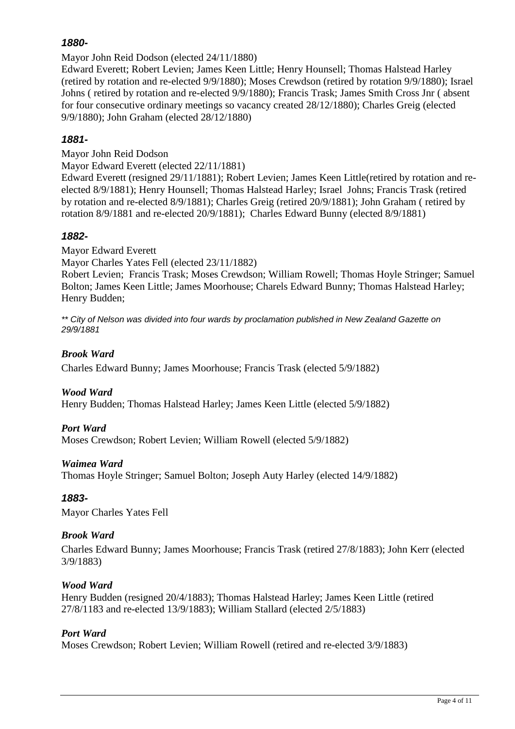### *1880-*

Mayor John Reid Dodson (elected 24/11/1880)
Edward Everett; Robert Levien; James Keen Little; Henry Hounsell; Thomas Halstead Harley (retired by rotation and re-elected 9/9/1880); Moses Crewdson (retired by rotation 9/9/1880); Israel Johns ( retired by rotation and re-elected 9/9/1880); Francis Trask; James Smith Cross Jnr ( absent for four consecutive ordinary meetings so vacancy created 28/12/1880); Charles Greig (elected 9/9/1880); John Graham (elected 28/12/1880)

### *1881-*

Mayor John Reid Dodson
Mayor Edward Everett (elected 22/11/1881)
Edward Everett (resigned 29/11/1881); Robert Levien; James Keen Little(retired by rotation and re-elected 8/9/1881); Henry Hounsell; Thomas Halstead Harley; Israel Johns; Francis Trask (retired by rotation and re-elected 8/9/1881); Charles Greig (retired 20/9/1881); John Graham ( retired by rotation 8/9/1881 and re-elected 20/9/1881); Charles Edward Bunny (elected 8/9/1881)

### *1882-*

Mayor Edward Everett
Mayor Charles Yates Fell (elected 23/11/1882)
Robert Levien; Francis Trask; Moses Crewdson; William Rowell; Thomas Hoyle Stringer; Samuel Bolton; James Keen Little; James Moorhouse; Charels Edward Bunny; Thomas Halstead Harley; Henry Budden;

*** City of Nelson was divided into four wards by proclamation published in New Zealand Gazette on 29/9/1881*

#### *Brook Ward*

Charles Edward Bunny; James Moorhouse; Francis Trask (elected 5/9/1882)

#### *Wood Ward*

Henry Budden; Thomas Halstead Harley; James Keen Little (elected 5/9/1882)

#### *Port Ward*

Moses Crewdson; Robert Levien; William Rowell (elected 5/9/1882)

#### *Waimea Ward*

Thomas Hoyle Stringer; Samuel Bolton; Joseph Auty Harley (elected 14/9/1882)

### *1883-*

Mayor Charles Yates Fell

#### *Brook Ward*

Charles Edward Bunny; James Moorhouse; Francis Trask (retired 27/8/1883); John Kerr (elected 3/9/1883)

#### *Wood Ward*

Henry Budden (resigned 20/4/1883); Thomas Halstead Harley; James Keen Little (retired 27/8/1183 and re-elected 13/9/1883); William Stallard (elected 2/5/1883)

#### *Port Ward*

Moses Crewdson; Robert Levien; William Rowell (retired and re-elected 3/9/1883)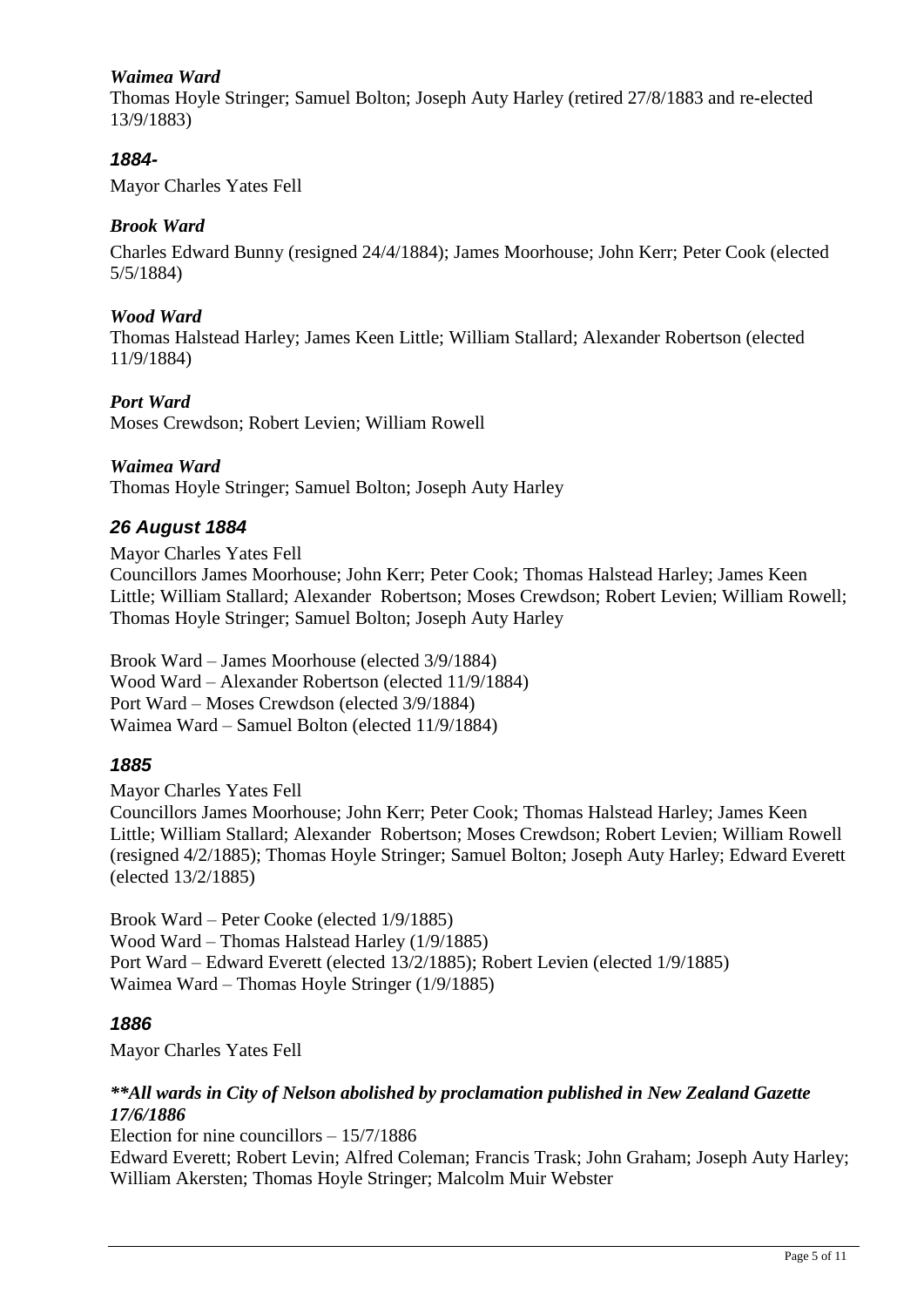*Waimea Ward*

Thomas Hoyle Stringer; Samuel Bolton; Joseph Auty Harley (retired 27/8/1883 and re-elected 13/9/1883)

### *1884-*

Mayor Charles Yates Fell

*Brook Ward*

Charles Edward Bunny (resigned 24/4/1884); James Moorhouse; John Kerr; Peter Cook (elected 5/5/1884)

*Wood Ward*

Thomas Halstead Harley; James Keen Little; William Stallard; Alexander Robertson (elected 11/9/1884)

*Port Ward*

Moses Crewdson; Robert Levien; William Rowell

*Waimea Ward*

Thomas Hoyle Stringer; Samuel Bolton; Joseph Auty Harley

### *26 August 1884*

Mayor Charles Yates Fell

Councillors James Moorhouse; John Kerr; Peter Cook; Thomas Halstead Harley; James Keen Little; William Stallard; Alexander Robertson; Moses Crewdson; Robert Levien; William Rowell; Thomas Hoyle Stringer; Samuel Bolton; Joseph Auty Harley

Brook Ward – James Moorhouse (elected 3/9/1884)
Wood Ward – Alexander Robertson (elected 11/9/1884)
Port Ward – Moses Crewdson (elected 3/9/1884)
Waimea Ward – Samuel Bolton (elected 11/9/1884)

### *1885*

Mayor Charles Yates Fell

Councillors James Moorhouse; John Kerr; Peter Cook; Thomas Halstead Harley; James Keen Little; William Stallard; Alexander Robertson; Moses Crewdson; Robert Levien; William Rowell (resigned 4/2/1885); Thomas Hoyle Stringer; Samuel Bolton; Joseph Auty Harley; Edward Everett (elected 13/2/1885)

Brook Ward – Peter Cooke (elected 1/9/1885)
Wood Ward – Thomas Halstead Harley (1/9/1885)
Port Ward – Edward Everett (elected 13/2/1885); Robert Levien (elected 1/9/1885)
Waimea Ward – Thomas Hoyle Stringer (1/9/1885)

### *1886*

Mayor Charles Yates Fell

***\*\*All wards in City of Nelson abolished by proclamation published in New Zealand Gazette 17/6/1886***

Election for nine councillors – 15/7/1886

Edward Everett; Robert Levin; Alfred Coleman; Francis Trask; John Graham; Joseph Auty Harley; William Akersten; Thomas Hoyle Stringer; Malcolm Muir Webster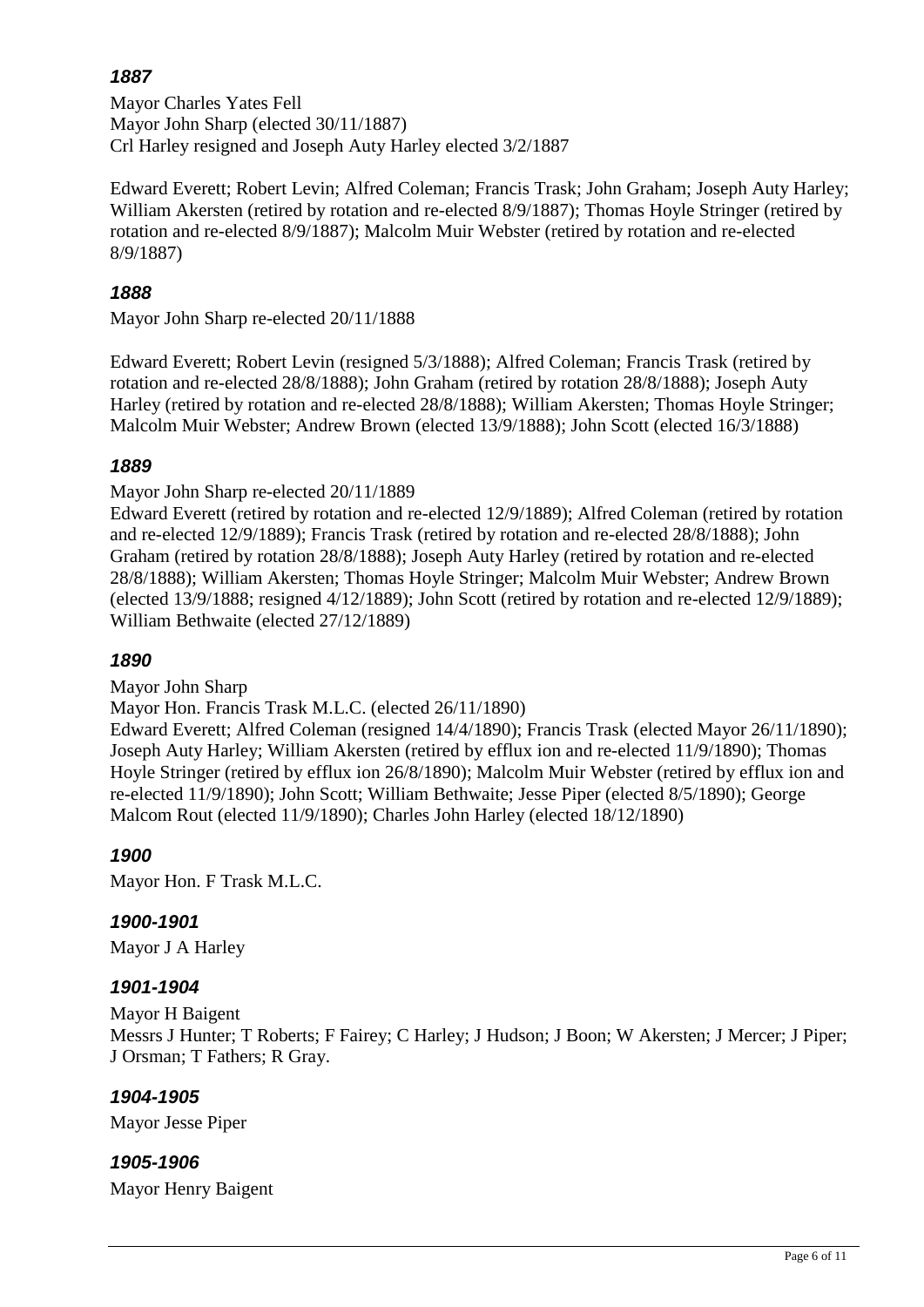### *1887*

Mayor Charles Yates Fell
Mayor John Sharp (elected 30/11/1887)
Crl Harley resigned and Joseph Auty Harley elected 3/2/1887

Edward Everett; Robert Levin; Alfred Coleman; Francis Trask; John Graham; Joseph Auty Harley; William Akersten (retired by rotation and re-elected 8/9/1887); Thomas Hoyle Stringer (retired by rotation and re-elected 8/9/1887); Malcolm Muir Webster (retired by rotation and re-elected 8/9/1887)

### *1888*

Mayor John Sharp re-elected 20/11/1888

Edward Everett; Robert Levin (resigned 5/3/1888); Alfred Coleman; Francis Trask (retired by rotation and re-elected 28/8/1888); John Graham (retired by rotation 28/8/1888); Joseph Auty Harley (retired by rotation and re-elected 28/8/1888); William Akersten; Thomas Hoyle Stringer; Malcolm Muir Webster; Andrew Brown (elected 13/9/1888); John Scott (elected 16/3/1888)

### *1889*

Mayor John Sharp re-elected 20/11/1889
Edward Everett (retired by rotation and re-elected 12/9/1889); Alfred Coleman (retired by rotation and re-elected 12/9/1889); Francis Trask (retired by rotation and re-elected 28/8/1888); John Graham (retired by rotation 28/8/1888); Joseph Auty Harley (retired by rotation and re-elected 28/8/1888); William Akersten; Thomas Hoyle Stringer; Malcolm Muir Webster; Andrew Brown (elected 13/9/1888; resigned 4/12/1889); John Scott (retired by rotation and re-elected 12/9/1889); William Bethwaite (elected 27/12/1889)

### *1890*

Mayor John Sharp
Mayor Hon. Francis Trask M.L.C. (elected 26/11/1890)
Edward Everett; Alfred Coleman (resigned 14/4/1890); Francis Trask (elected Mayor 26/11/1890); Joseph Auty Harley; William Akersten (retired by efflux ion and re-elected 11/9/1890); Thomas Hoyle Stringer (retired by efflux ion 26/8/1890); Malcolm Muir Webster (retired by efflux ion and re-elected 11/9/1890); John Scott; William Bethwaite; Jesse Piper (elected 8/5/1890); George Malcom Rout (elected 11/9/1890); Charles John Harley (elected 18/12/1890)

### *1900*

Mayor Hon. F Trask M.L.C.

### *1900-1901*

Mayor J A Harley

### *1901-1904*

Mayor H Baigent
Messrs J Hunter; T Roberts; F Fairey; C Harley; J Hudson; J Boon; W Akersten; J Mercer; J Piper; J Orsman; T Fathers; R Gray.

### *1904-1905*

Mayor Jesse Piper

### *1905-1906*

Mayor Henry Baigent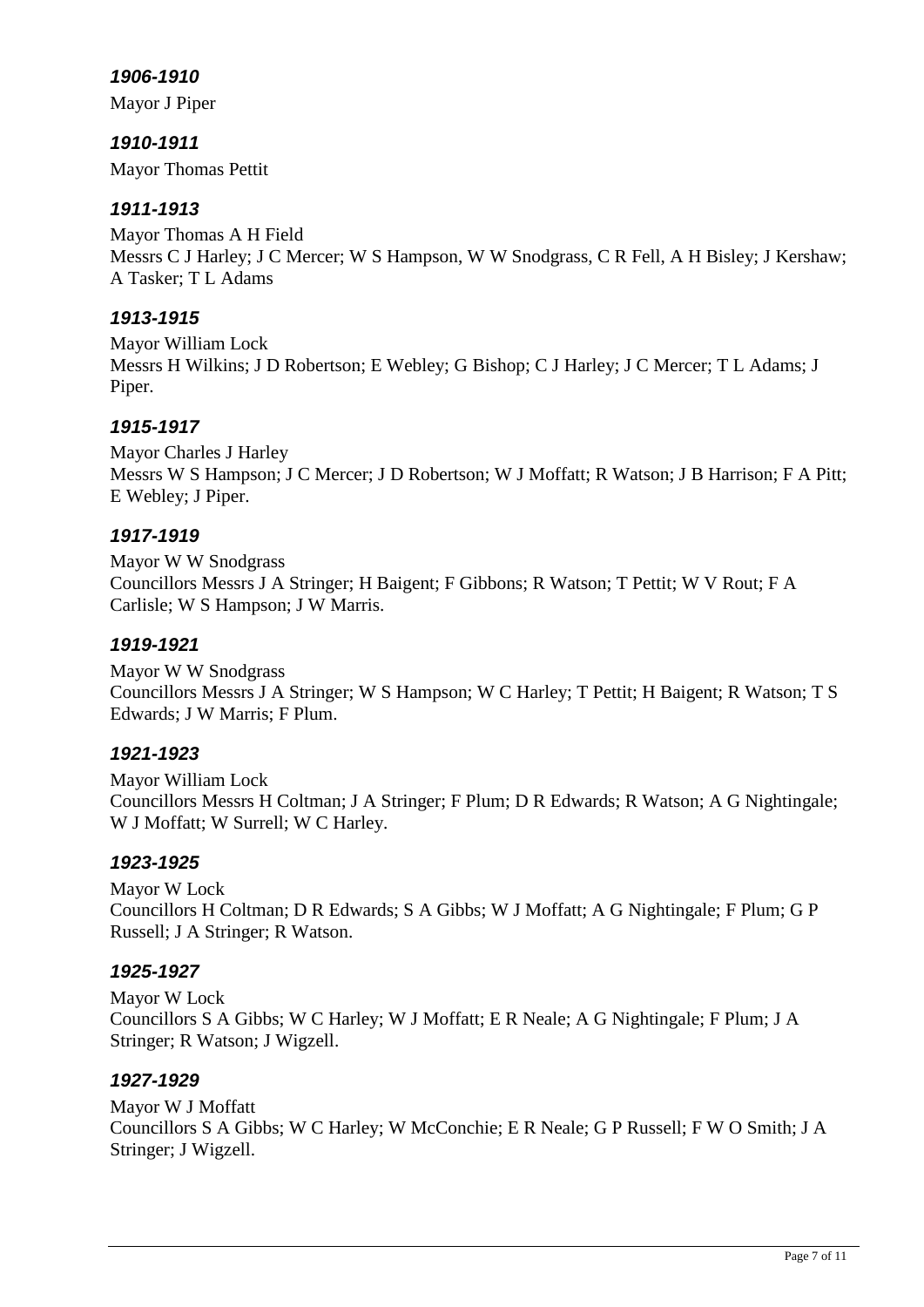### *1906-1910*

Mayor J Piper

### *1910-1911*

Mayor Thomas Pettit

### *1911-1913*

Mayor Thomas A H Field
Messrs C J Harley; J C Mercer; W S Hampson, W W Snodgrass, C R Fell, A H Bisley; J Kershaw; A Tasker; T L Adams

### *1913-1915*

Mayor William Lock
Messrs H Wilkins; J D Robertson; E Webley; G Bishop; C J Harley; J C Mercer; T L Adams; J Piper.

### *1915-1917*

Mayor Charles J Harley
Messrs W S Hampson; J C Mercer; J D Robertson; W J Moffatt; R Watson; J B Harrison; F A Pitt; E Webley; J Piper.

### *1917-1919*

Mayor W W Snodgrass
Councillors Messrs J A Stringer; H Baigent; F Gibbons; R Watson; T Pettit; W V Rout; F A Carlisle; W S Hampson; J W Marris.

### *1919-1921*

Mayor W W Snodgrass
Councillors Messrs J A Stringer; W S Hampson; W C Harley; T Pettit; H Baigent; R Watson; T S Edwards; J W Marris; F Plum.

### *1921-1923*

Mayor William Lock
Councillors Messrs H Coltman; J A Stringer; F Plum; D R Edwards; R Watson; A G Nightingale; W J Moffatt; W Surrell; W C Harley.

### *1923-1925*

Mayor W Lock
Councillors H Coltman; D R Edwards; S A Gibbs; W J Moffatt; A G Nightingale; F Plum; G P Russell; J A Stringer; R Watson.

### *1925-1927*

Mayor W Lock
Councillors S A Gibbs; W C Harley; W J Moffatt; E R Neale; A G Nightingale; F Plum; J A Stringer; R Watson; J Wigzell.

### *1927-1929*

Mayor W J Moffatt
Councillors S A Gibbs; W C Harley; W McConchie; E R Neale; G P Russell; F W O Smith; J A Stringer; J Wigzell.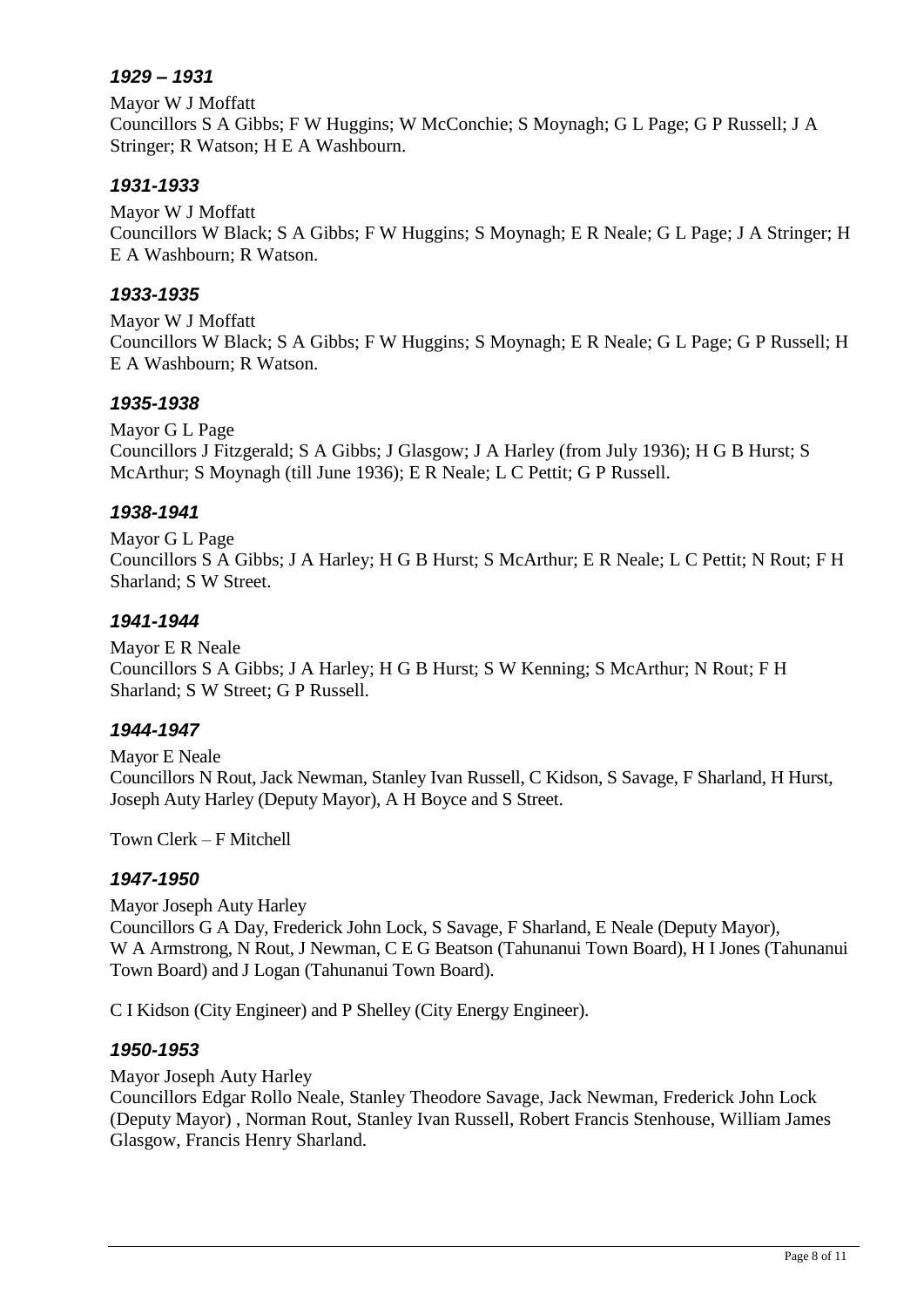### *1929 – 1931*

Mayor W J Moffatt
Councillors S A Gibbs; F W Huggins; W McConchie; S Moynagh; G L Page; G P Russell; J A Stringer; R Watson; H E A Washbourn.

### *1931-1933*

Mayor W J Moffatt
Councillors W Black; S A Gibbs; F W Huggins; S Moynagh; E R Neale; G L Page; J A Stringer; H E A Washbourn; R Watson.

### *1933-1935*

Mayor W J Moffatt
Councillors W Black; S A Gibbs; F W Huggins; S Moynagh; E R Neale; G L Page; G P Russell; H E A Washbourn; R Watson.

### *1935-1938*

Mayor G L Page
Councillors J Fitzgerald; S A Gibbs; J Glasgow; J A Harley (from July 1936); H G B Hurst; S McArthur; S Moynagh (till June 1936); E R Neale; L C Pettit; G P Russell.

### *1938-1941*

Mayor G L Page
Councillors S A Gibbs; J A Harley; H G B Hurst; S McArthur; E R Neale; L C Pettit; N Rout; F H Sharland; S W Street.

### *1941-1944*

Mayor E R Neale
Councillors S A Gibbs; J A Harley; H G B Hurst; S W Kenning; S McArthur; N Rout; F H Sharland; S W Street; G P Russell.

### *1944-1947*

Mayor E Neale
Councillors N Rout, Jack Newman, Stanley Ivan Russell, C Kidson, S Savage, F Sharland, H Hurst, Joseph Auty Harley (Deputy Mayor), A H Boyce and S Street.

Town Clerk – F Mitchell

### *1947-1950*

Mayor Joseph Auty Harley
Councillors G A Day, Frederick John Lock, S Savage, F Sharland, E Neale (Deputy Mayor), W A Armstrong, N Rout, J Newman, C E G Beatson (Tahunanui Town Board), H I Jones (Tahunanui Town Board) and J Logan (Tahunanui Town Board).

C I Kidson (City Engineer) and P Shelley (City Energy Engineer).

### *1950-1953*

Mayor Joseph Auty Harley
Councillors Edgar Rollo Neale, Stanley Theodore Savage, Jack Newman, Frederick John Lock (Deputy Mayor) , Norman Rout, Stanley Ivan Russell, Robert Francis Stenhouse, William James Glasgow, Francis Henry Sharland.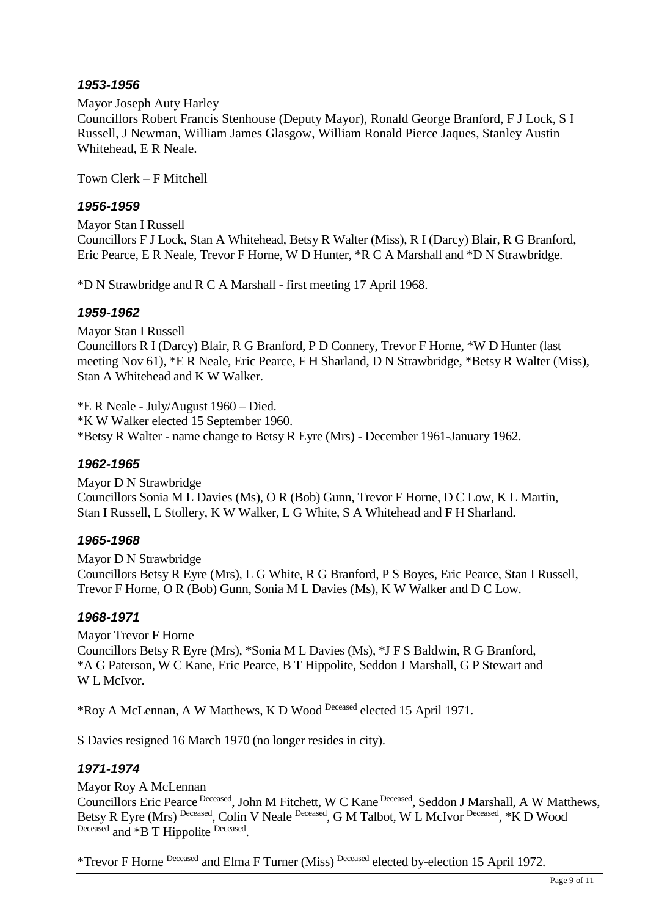### *1953-1956*

Mayor Joseph Auty Harley
Councillors Robert Francis Stenhouse (Deputy Mayor), Ronald George Branford, F J Lock, S I Russell, J Newman, William James Glasgow, William Ronald Pierce Jaques, Stanley Austin Whitehead, E R Neale.

Town Clerk – F Mitchell

### *1956-1959*

Mayor Stan I Russell
Councillors F J Lock, Stan A Whitehead, Betsy R Walter (Miss), R I (Darcy) Blair, R G Branford, Eric Pearce, E R Neale, Trevor F Horne, W D Hunter, *R C A Marshall and *D N Strawbridge.

*D N Strawbridge and R C A Marshall - first meeting 17 April 1968.

### *1959-1962*

Mayor Stan I Russell
Councillors R I (Darcy) Blair, R G Branford, P D Connery, Trevor F Horne, *W D Hunter (last meeting Nov 61), *E R Neale, Eric Pearce, F H Sharland, D N Strawbridge, *Betsy R Walter (Miss), Stan A Whitehead and K W Walker.

*E R Neale - July/August 1960 – Died.
*K W Walker elected 15 September 1960.
*Betsy R Walter - name change to Betsy R Eyre (Mrs) - December 1961-January 1962.

### *1962-1965*

Mayor D N Strawbridge
Councillors Sonia M L Davies (Ms), O R (Bob) Gunn, Trevor F Horne, D C Low, K L Martin, Stan I Russell, L Stollery, K W Walker, L G White, S A Whitehead and F H Sharland.

### *1965-1968*

Mayor D N Strawbridge
Councillors Betsy R Eyre (Mrs), L G White, R G Branford, P S Boyes, Eric Pearce, Stan I Russell, Trevor F Horne, O R (Bob) Gunn, Sonia M L Davies (Ms), K W Walker and D C Low.

### *1968-1971*

Mayor Trevor F Horne
Councillors Betsy R Eyre (Mrs), *Sonia M L Davies (Ms), *J F S Baldwin, R G Branford, *A G Paterson, W C Kane, Eric Pearce, B T Hippolite, Seddon J Marshall, G P Stewart and W L McIvor.

*Roy A McLennan, A W Matthews, K D Wood [Deceased] elected 15 April 1971.

S Davies resigned 16 March 1970 (no longer resides in city).

### *1971-1974*

Mayor Roy A McLennan
Councillors Eric Pearce [Deceased], John M Fitchett, W C Kane [Deceased], Seddon J Marshall, A W Matthews, Betsy R Eyre (Mrs) [Deceased], Colin V Neale [Deceased], G M Talbot, W L McIvor [Deceased], *K D Wood [Deceased] and *B T Hippolite [Deceased].

*Trevor F Horne [Deceased] and Elma F Turner (Miss) [Deceased] elected by-election 15 April 1972.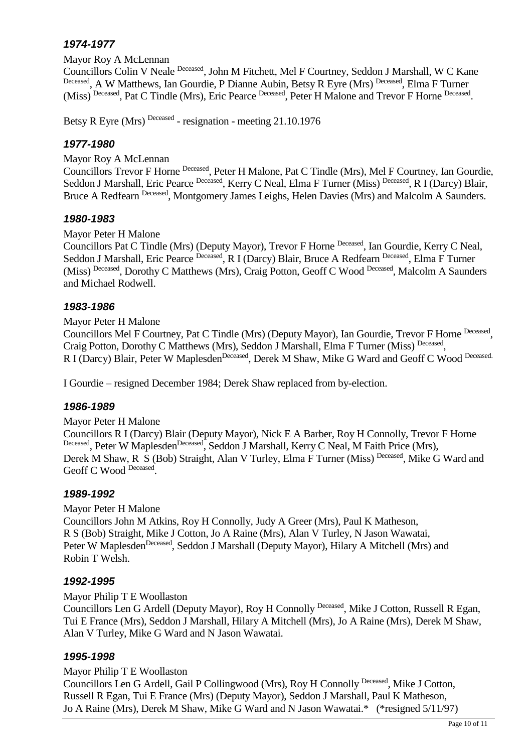### *1974-1977*

Mayor Roy A McLennan

Councillors Colin V Neale Deceased, John M Fitchett, Mel F Courtney, Seddon J Marshall, W C Kane Deceased, A W Matthews, Ian Gourdie, P Dianne Aubin, Betsy R Eyre (Mrs) Deceased, Elma F Turner (Miss) Deceased, Pat C Tindle (Mrs), Eric Pearce Deceased, Peter H Malone and Trevor F Horne Deceased.

Betsy R Eyre (Mrs) Deceased - resignation - meeting 21.10.1976

### *1977-1980*

Mayor Roy A McLennan

Councillors Trevor F Horne Deceased, Peter H Malone, Pat C Tindle (Mrs), Mel F Courtney, Ian Gourdie, Seddon J Marshall, Eric Pearce Deceased, Kerry C Neal, Elma F Turner (Miss) Deceased, R I (Darcy) Blair, Bruce A Redfearn Deceased, Montgomery James Leighs, Helen Davies (Mrs) and Malcolm A Saunders.

### *1980-1983*

Mayor Peter H Malone

Councillors Pat C Tindle (Mrs) (Deputy Mayor), Trevor F Horne Deceased, Ian Gourdie, Kerry C Neal, Seddon J Marshall, Eric Pearce Deceased, R I (Darcy) Blair, Bruce A Redfearn Deceased, Elma F Turner (Miss) Deceased, Dorothy C Matthews (Mrs), Craig Potton, Geoff C Wood Deceased, Malcolm A Saunders and Michael Rodwell.

### *1983-1986*

Mayor Peter H Malone

Councillors Mel F Courtney, Pat C Tindle (Mrs) (Deputy Mayor), Ian Gourdie, Trevor F Horne Deceased, Craig Potton, Dorothy C Matthews (Mrs), Seddon J Marshall, Elma F Turner (Miss) Deceased, R I (Darcy) Blair, Peter W Maplesden Deceased, Derek M Shaw, Mike G Ward and Geoff C Wood Deceased.

I Gourdie – resigned December 1984; Derek Shaw replaced from by-election.

### *1986-1989*

Mayor Peter H Malone

Councillors R I (Darcy) Blair (Deputy Mayor), Nick E A Barber, Roy H Connolly, Trevor F Horne Deceased, Peter W Maplesden Deceased, Seddon J Marshall, Kerry C Neal, M Faith Price (Mrs), Derek M Shaw, R S (Bob) Straight, Alan V Turley, Elma F Turner (Miss) Deceased, Mike G Ward and Geoff C Wood Deceased.

### *1989-1992*

Mayor Peter H Malone

Councillors John M Atkins, Roy H Connolly, Judy A Greer (Mrs), Paul K Matheson, R S (Bob) Straight, Mike J Cotton, Jo A Raine (Mrs), Alan V Turley, N Jason Wawatai, Peter W Maplesden Deceased, Seddon J Marshall (Deputy Mayor), Hilary A Mitchell (Mrs) and Robin T Welsh.

### *1992-1995*

Mayor Philip T E Woollaston

Councillors Len G Ardell (Deputy Mayor), Roy H Connolly Deceased, Mike J Cotton, Russell R Egan, Tui E France (Mrs), Seddon J Marshall, Hilary A Mitchell (Mrs), Jo A Raine (Mrs), Derek M Shaw, Alan V Turley, Mike G Ward and N Jason Wawatai.

### *1995-1998*

Mayor Philip T E Woollaston

Councillors Len G Ardell, Gail P Collingwood (Mrs), Roy H Connolly Deceased, Mike J Cotton, Russell R Egan, Tui E France (Mrs) (Deputy Mayor), Seddon J Marshall, Paul K Matheson, Jo A Raine (Mrs), Derek M Shaw, Mike G Ward and N Jason Wawatai.* (*resigned 5/11/97)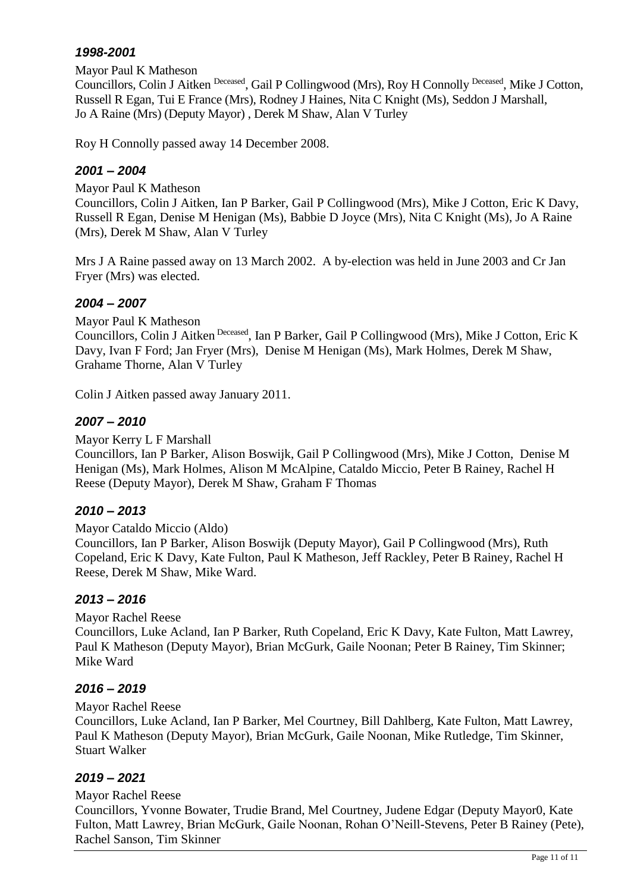### *1998-2001*

Mayor Paul K Matheson
Councillors, Colin J Aitken Deceased, Gail P Collingwood (Mrs), Roy H Connolly Deceased, Mike J Cotton, Russell R Egan, Tui E France (Mrs), Rodney J Haines, Nita C Knight (Ms), Seddon J Marshall, Jo A Raine (Mrs) (Deputy Mayor) , Derek M Shaw, Alan V Turley

Roy H Connolly passed away 14 December 2008.

### *2001 – 2004*

Mayor Paul K Matheson
Councillors, Colin J Aitken, Ian P Barker, Gail P Collingwood (Mrs), Mike J Cotton, Eric K Davy, Russell R Egan, Denise M Henigan (Ms), Babbie D Joyce (Mrs), Nita C Knight (Ms), Jo A Raine (Mrs), Derek M Shaw, Alan V Turley

Mrs J A Raine passed away on 13 March 2002. A by-election was held in June 2003 and Cr Jan Fryer (Mrs) was elected.

### *2004 – 2007*

Mayor Paul K Matheson
Councillors, Colin J Aitken Deceased, Ian P Barker, Gail P Collingwood (Mrs), Mike J Cotton, Eric K Davy, Ivan F Ford; Jan Fryer (Mrs), Denise M Henigan (Ms), Mark Holmes, Derek M Shaw, Grahame Thorne, Alan V Turley

Colin J Aitken passed away January 2011.

### *2007 – 2010*

Mayor Kerry L F Marshall
Councillors, Ian P Barker, Alison Boswijk, Gail P Collingwood (Mrs), Mike J Cotton, Denise M Henigan (Ms), Mark Holmes, Alison M McAlpine, Cataldo Miccio, Peter B Rainey, Rachel H Reese (Deputy Mayor), Derek M Shaw, Graham F Thomas

### *2010 – 2013*

Mayor Cataldo Miccio (Aldo)
Councillors, Ian P Barker, Alison Boswijk (Deputy Mayor), Gail P Collingwood (Mrs), Ruth Copeland, Eric K Davy, Kate Fulton, Paul K Matheson, Jeff Rackley, Peter B Rainey, Rachel H Reese, Derek M Shaw, Mike Ward.

### *2013 – 2016*

Mayor Rachel Reese
Councillors, Luke Acland, Ian P Barker, Ruth Copeland, Eric K Davy, Kate Fulton, Matt Lawrey, Paul K Matheson (Deputy Mayor), Brian McGurk, Gaile Noonan; Peter B Rainey, Tim Skinner; Mike Ward

### *2016 – 2019*

Mayor Rachel Reese
Councillors, Luke Acland, Ian P Barker, Mel Courtney, Bill Dahlberg, Kate Fulton, Matt Lawrey, Paul K Matheson (Deputy Mayor), Brian McGurk, Gaile Noonan, Mike Rutledge, Tim Skinner, Stuart Walker

### *2019 – 2021*

Mayor Rachel Reese
Councillors, Yvonne Bowater, Trudie Brand, Mel Courtney, Judene Edgar (Deputy Mayor0, Kate Fulton, Matt Lawrey, Brian McGurk, Gaile Noonan, Rohan O'Neill-Stevens, Peter B Rainey (Pete), Rachel Sanson, Tim Skinner